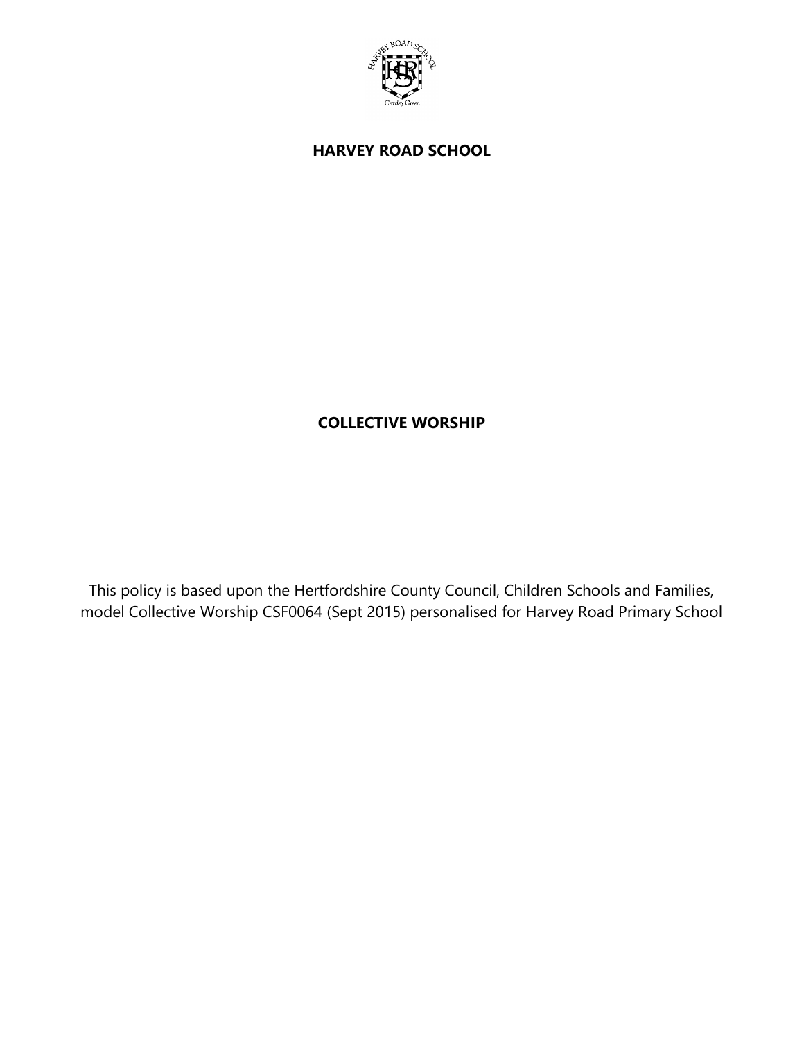# HARVEY ROAD SCHOOL

## COLLECTIVE WORSHIP

This policy is based upon the Hertfordshire County Council, Children Schools and Families, model Collective Worship CSF0064 (Sept 2015) personalised for Harvey Road Primary School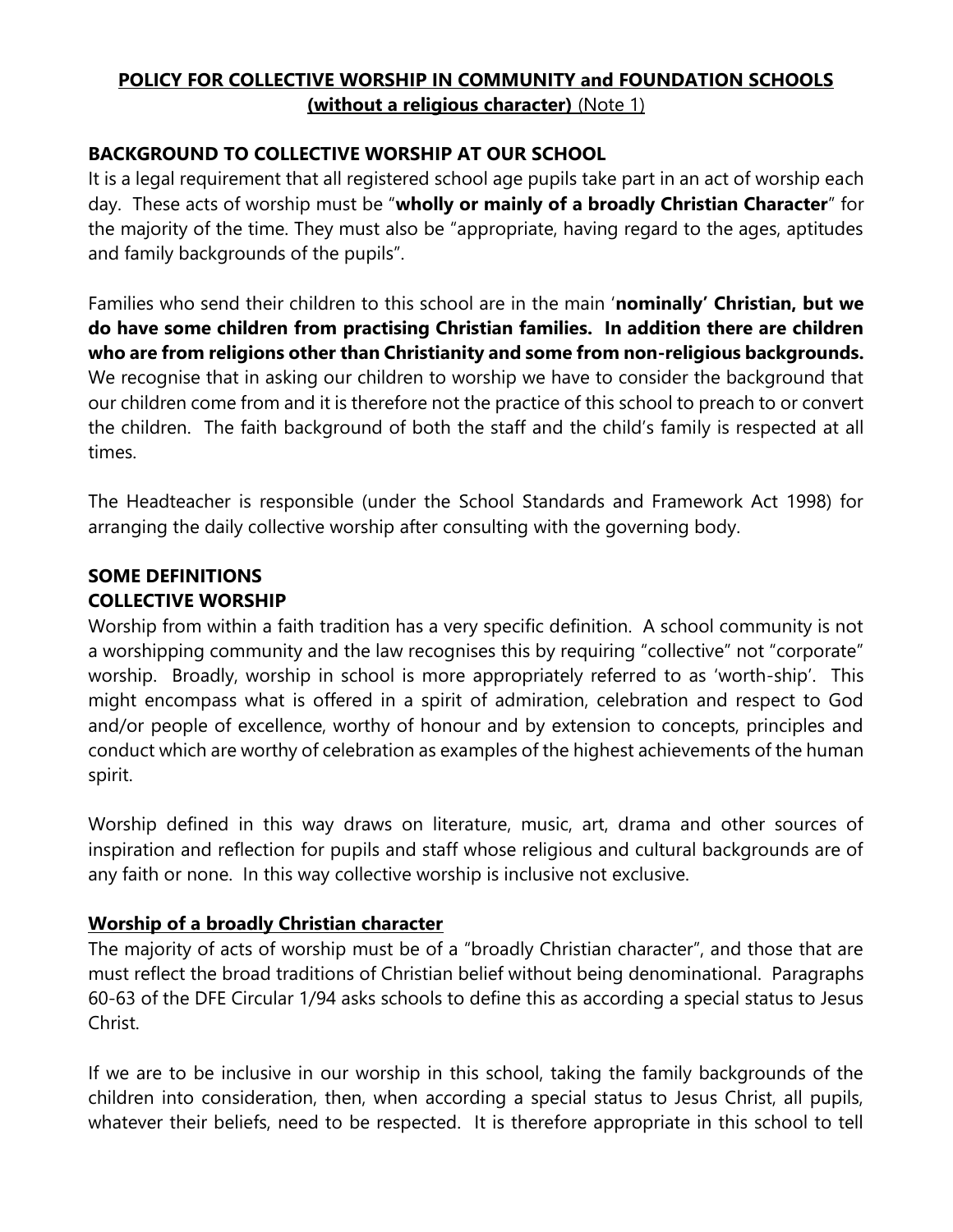## POLICY FOR COLLECTIVE WORSHIP IN COMMUNITY and FOUNDATION SCHOOLS (without a religious character) (Note 1)

### BACKGROUND TO COLLECTIVE WORSHIP AT OUR SCHOOL

It is a legal requirement that all registered school age pupils take part in an act of worship each day. These acts of worship must be "**wholly or mainly of a broadly Christian Character**" for the majority of the time. They must also be "appropriate, having regard to the ages, aptitudes and family backgrounds of the pupils".

Families who send their children to this school are in the main '**nominally' Christian, but we do have some children from practising Christian families. In addition there are children who are from religions other than Christianity and some from non-religious backgrounds.** We recognise that in asking our children to worship we have to consider the background that our children come from and it is therefore not the practice of this school to preach to or convert the children. The faith background of both the staff and the child's family is respected at all times.

The Headteacher is responsible (under the School Standards and Framework Act 1998) for arranging the daily collective worship after consulting with the governing body.

### SOME DEFINITIONS

### COLLECTIVE WORSHIP

Worship from within a faith tradition has a very specific definition. A school community is not a worshipping community and the law recognises this by requiring "collective" not "corporate" worship. Broadly, worship in school is more appropriately referred to as 'worth-ship'. This might encompass what is offered in a spirit of admiration, celebration and respect to God and/or people of excellence, worthy of honour and by extension to concepts, principles and conduct which are worthy of celebration as examples of the highest achievements of the human spirit.

Worship defined in this way draws on literature, music, art, drama and other sources of inspiration and reflection for pupils and staff whose religious and cultural backgrounds are of any faith or none. In this way collective worship is inclusive not exclusive.

### Worship of a broadly Christian character

The majority of acts of worship must be of a "broadly Christian character", and those that are must reflect the broad traditions of Christian belief without being denominational. Paragraphs 60-63 of the DFE Circular 1/94 asks schools to define this as according a special status to Jesus Christ.

If we are to be inclusive in our worship in this school, taking the family backgrounds of the children into consideration, then, when according a special status to Jesus Christ, all pupils, whatever their beliefs, need to be respected. It is therefore appropriate in this school to tell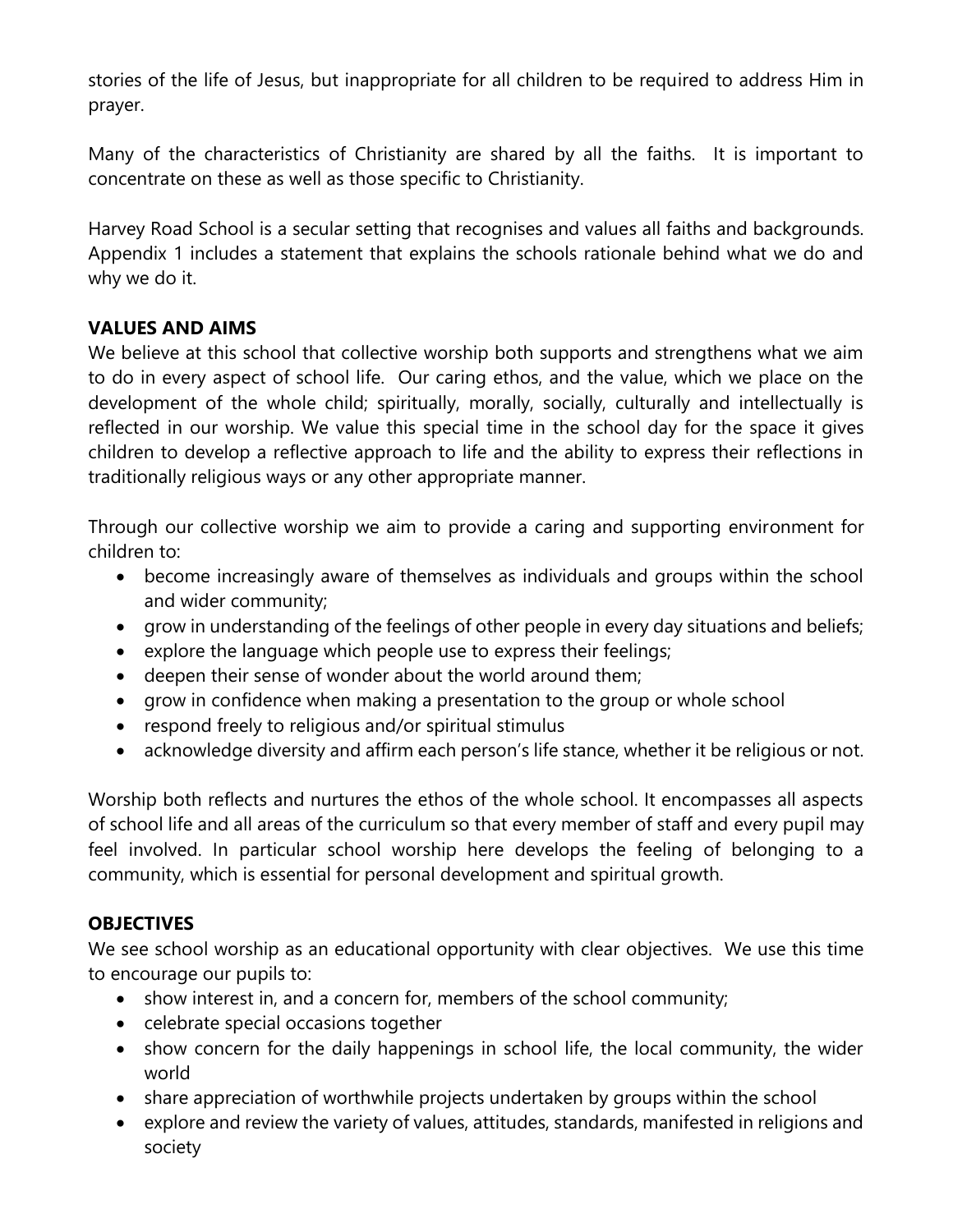stories of the life of Jesus, but inappropriate for all children to be required to address Him in prayer.

Many of the characteristics of Christianity are shared by all the faiths. It is important to concentrate on these as well as those specific to Christianity.

Harvey Road School is a secular setting that recognises and values all faiths and backgrounds. Appendix 1 includes a statement that explains the schools rationale behind what we do and why we do it.

**VALUES AND AIMS**

We believe at this school that collective worship both supports and strengthens what we aim to do in every aspect of school life. Our caring ethos, and the value, which we place on the development of the whole child; spiritually, morally, socially, culturally and intellectually is reflected in our worship. We value this special time in the school day for the space it gives children to develop a reflective approach to life and the ability to express their reflections in traditionally religious ways or any other appropriate manner.

Through our collective worship we aim to provide a caring and supporting environment for children to:

- become increasingly aware of themselves as individuals and groups within the school and wider community;
- grow in understanding of the feelings of other people in every day situations and beliefs;
- explore the language which people use to express their feelings;
- deepen their sense of wonder about the world around them;
- grow in confidence when making a presentation to the group or whole school
- respond freely to religious and/or spiritual stimulus
- acknowledge diversity and affirm each person's life stance, whether it be religious or not.

Worship both reflects and nurtures the ethos of the whole school. It encompasses all aspects of school life and all areas of the curriculum so that every member of staff and every pupil may feel involved. In particular school worship here develops the feeling of belonging to a community, which is essential for personal development and spiritual growth.

**OBJECTIVES**

We see school worship as an educational opportunity with clear objectives. We use this time to encourage our pupils to:

- show interest in, and a concern for, members of the school community;
- celebrate special occasions together
- show concern for the daily happenings in school life, the local community, the wider world
- share appreciation of worthwhile projects undertaken by groups within the school
- explore and review the variety of values, attitudes, standards, manifested in religions and society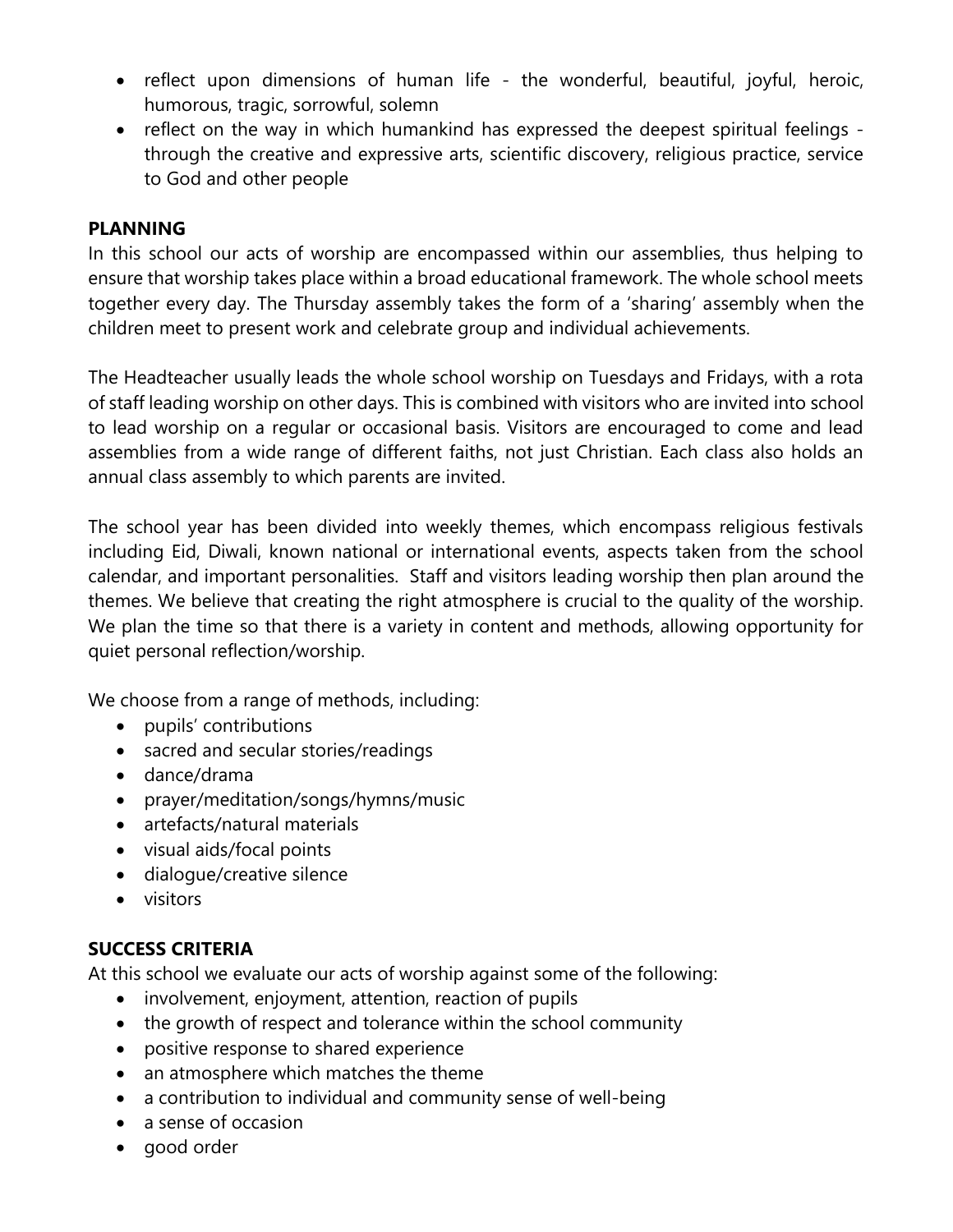- reflect upon dimensions of human life - the wonderful, beautiful, joyful, heroic, humorous, tragic, sorrowful, solemn
- reflect on the way in which humankind has expressed the deepest spiritual feelings - through the creative and expressive arts, scientific discovery, religious practice, service to God and other people

**PLANNING**

In this school our acts of worship are encompassed within our assemblies, thus helping to ensure that worship takes place within a broad educational framework. The whole school meets together every day. The Thursday assembly takes the form of a 'sharing' assembly when the children meet to present work and celebrate group and individual achievements.

The Headteacher usually leads the whole school worship on Tuesdays and Fridays, with a rota of staff leading worship on other days. This is combined with visitors who are invited into school to lead worship on a regular or occasional basis. Visitors are encouraged to come and lead assemblies from a wide range of different faiths, not just Christian. Each class also holds an annual class assembly to which parents are invited.

The school year has been divided into weekly themes, which encompass religious festivals including Eid, Diwali, known national or international events, aspects taken from the school calendar, and important personalities. Staff and visitors leading worship then plan around the themes. We believe that creating the right atmosphere is crucial to the quality of the worship. We plan the time so that there is a variety in content and methods, allowing opportunity for quiet personal reflection/worship.

We choose from a range of methods, including:

- pupils' contributions
- sacred and secular stories/readings
- dance/drama
- prayer/meditation/songs/hymns/music
- artefacts/natural materials
- visual aids/focal points
- dialogue/creative silence
- visitors

**SUCCESS CRITERIA**

At this school we evaluate our acts of worship against some of the following:

- involvement, enjoyment, attention, reaction of pupils
- the growth of respect and tolerance within the school community
- positive response to shared experience
- an atmosphere which matches the theme
- a contribution to individual and community sense of well-being
- a sense of occasion
- good order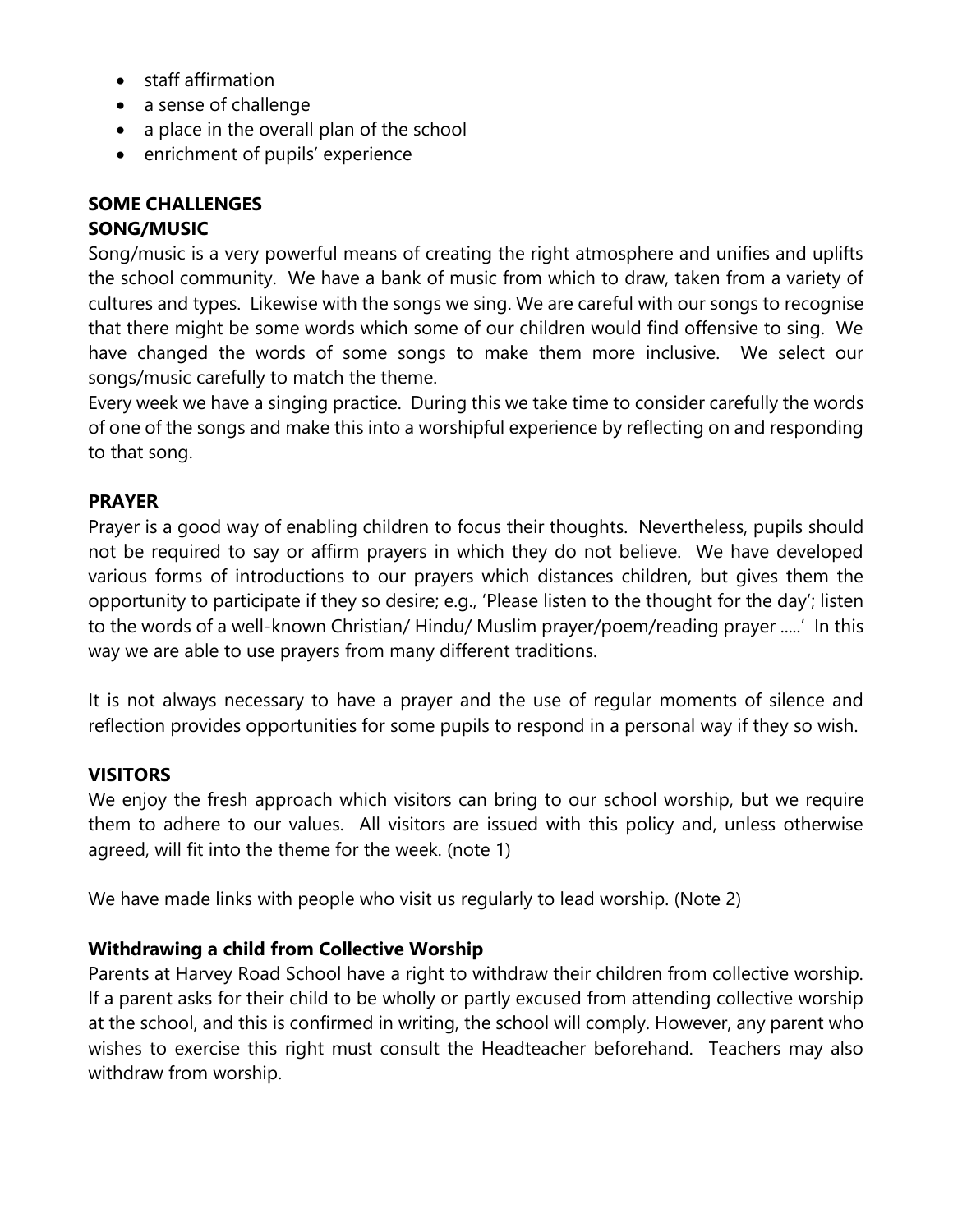- staff affirmation
- a sense of challenge
- a place in the overall plan of the school
- enrichment of pupils' experience

## SOME CHALLENGES

### SONG/MUSIC

Song/music is a very powerful means of creating the right atmosphere and unifies and uplifts the school community. We have a bank of music from which to draw, taken from a variety of cultures and types. Likewise with the songs we sing. We are careful with our songs to recognise that there might be some words which some of our children would find offensive to sing. We have changed the words of some songs to make them more inclusive. We select our songs/music carefully to match the theme.

Every week we have a singing practice. During this we take time to consider carefully the words of one of the songs and make this into a worshipful experience by reflecting on and responding to that song.

### PRAYER

Prayer is a good way of enabling children to focus their thoughts. Nevertheless, pupils should not be required to say or affirm prayers in which they do not believe. We have developed various forms of introductions to our prayers which distances children, but gives them the opportunity to participate if they so desire; e.g., 'Please listen to the thought for the day'; listen to the words of a well-known Christian/ Hindu/ Muslim prayer/poem/reading prayer .....' In this way we are able to use prayers from many different traditions.

It is not always necessary to have a prayer and the use of regular moments of silence and reflection provides opportunities for some pupils to respond in a personal way if they so wish.

### VISITORS

We enjoy the fresh approach which visitors can bring to our school worship, but we require them to adhere to our values. All visitors are issued with this policy and, unless otherwise agreed, will fit into the theme for the week. (note 1)

We have made links with people who visit us regularly to lead worship. (Note 2)

### Withdrawing a child from Collective Worship

Parents at Harvey Road School have a right to withdraw their children from collective worship. If a parent asks for their child to be wholly or partly excused from attending collective worship at the school, and this is confirmed in writing, the school will comply. However, any parent who wishes to exercise this right must consult the Headteacher beforehand. Teachers may also withdraw from worship.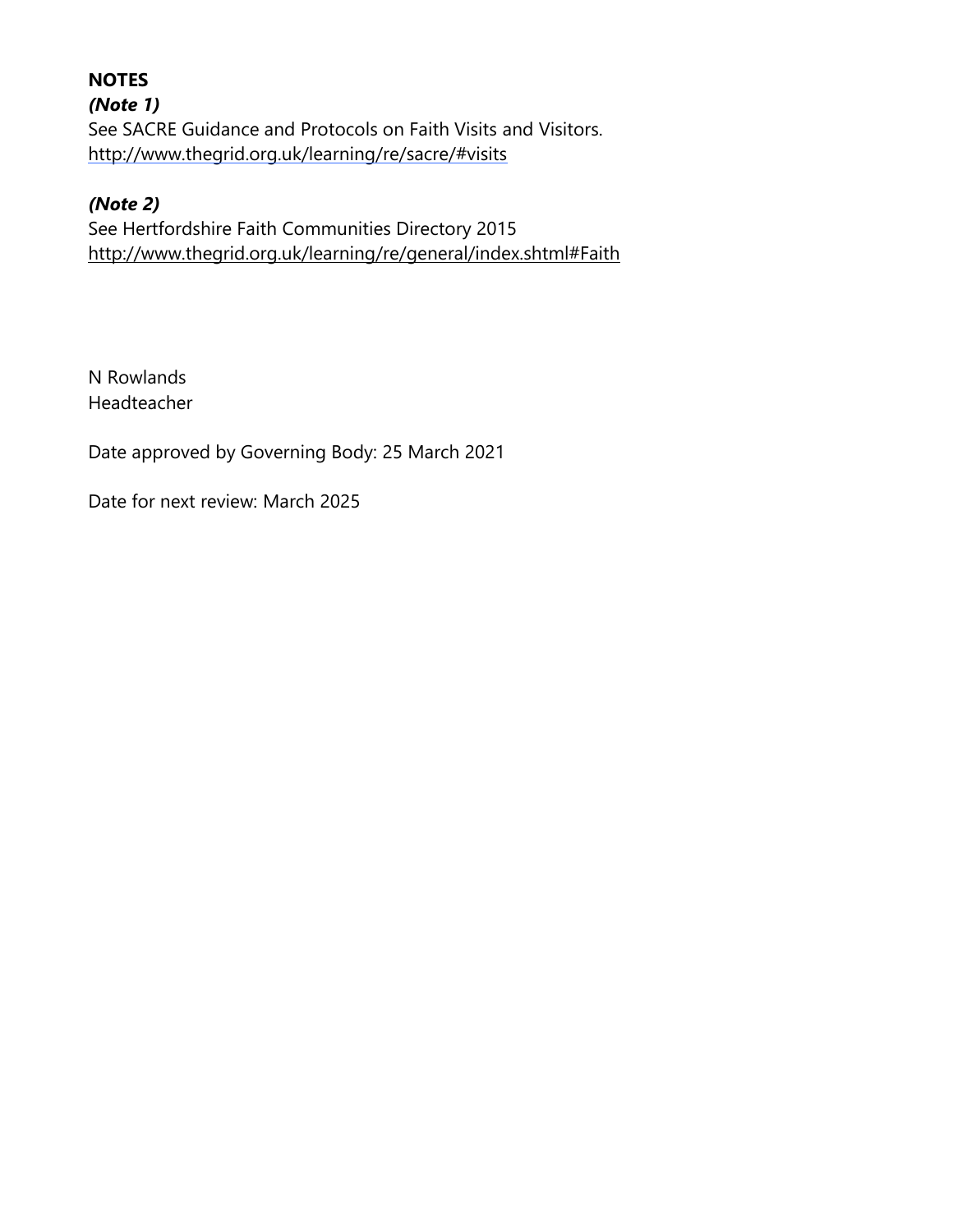**NOTES**

***(Note 1)***

See SACRE Guidance and Protocols on Faith Visits and Visitors.
http://www.thegrid.org.uk/learning/re/sacre/#visits

***(Note 2)***

See Hertfordshire Faith Communities Directory 2015
http://www.thegrid.org.uk/learning/re/general/index.shtml#Faith

N Rowlands
Headteacher

Date approved by Governing Body: 25 March 2021

Date for next review: March 2025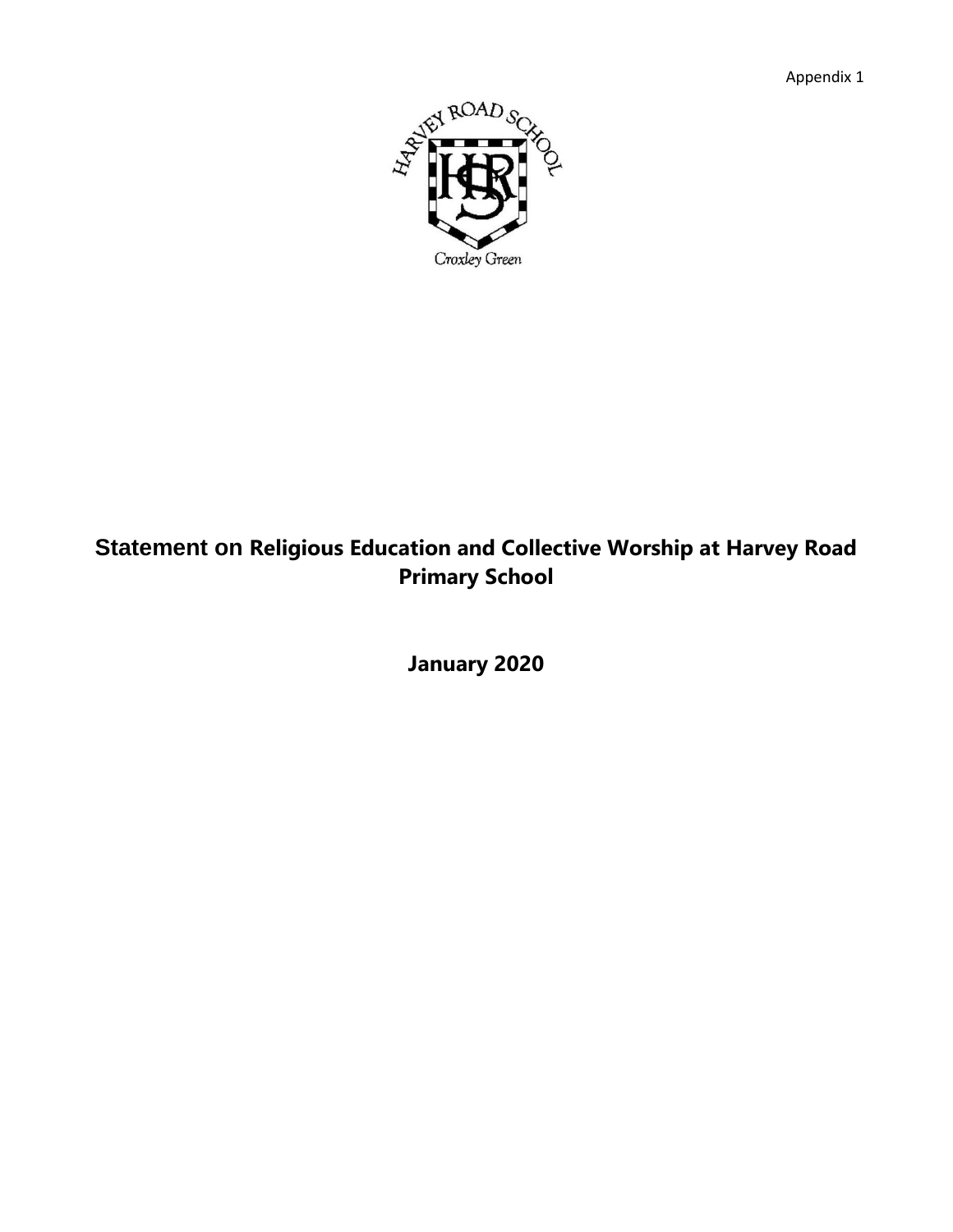Appendix 1

# Statement on Religious Education and Collective Worship at Harvey Road Primary School

**January 2020**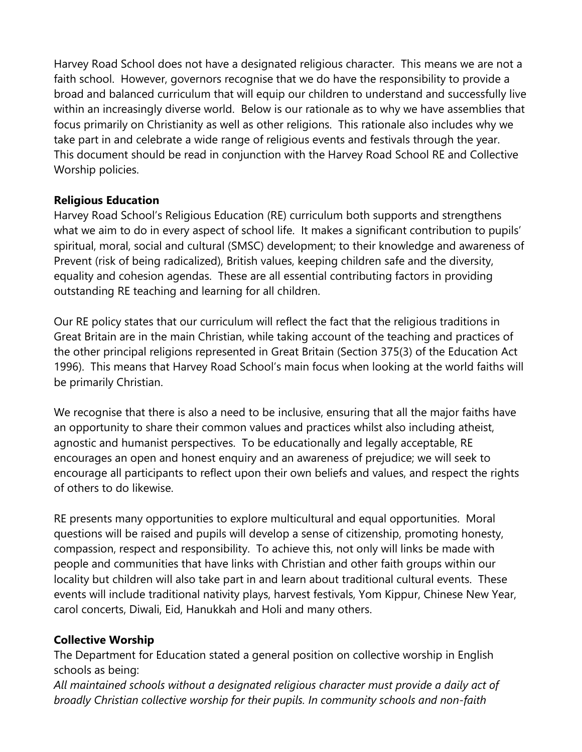Harvey Road School does not have a designated religious character. This means we are not a faith school. However, governors recognise that we do have the responsibility to provide a broad and balanced curriculum that will equip our children to understand and successfully live within an increasingly diverse world. Below is our rationale as to why we have assemblies that focus primarily on Christianity as well as other religions. This rationale also includes why we take part in and celebrate a wide range of religious events and festivals through the year. This document should be read in conjunction with the Harvey Road School RE and Collective Worship policies.

**Religious Education**

Harvey Road School's Religious Education (RE) curriculum both supports and strengthens what we aim to do in every aspect of school life. It makes a significant contribution to pupils' spiritual, moral, social and cultural (SMSC) development; to their knowledge and awareness of Prevent (risk of being radicalized), British values, keeping children safe and the diversity, equality and cohesion agendas. These are all essential contributing factors in providing outstanding RE teaching and learning for all children.

Our RE policy states that our curriculum will reflect the fact that the religious traditions in Great Britain are in the main Christian, while taking account of the teaching and practices of the other principal religions represented in Great Britain (Section 375(3) of the Education Act 1996). This means that Harvey Road School's main focus when looking at the world faiths will be primarily Christian.

We recognise that there is also a need to be inclusive, ensuring that all the major faiths have an opportunity to share their common values and practices whilst also including atheist, agnostic and humanist perspectives. To be educationally and legally acceptable, RE encourages an open and honest enquiry and an awareness of prejudice; we will seek to encourage all participants to reflect upon their own beliefs and values, and respect the rights of others to do likewise.

RE presents many opportunities to explore multicultural and equal opportunities. Moral questions will be raised and pupils will develop a sense of citizenship, promoting honesty, compassion, respect and responsibility. To achieve this, not only will links be made with people and communities that have links with Christian and other faith groups within our locality but children will also take part in and learn about traditional cultural events. These events will include traditional nativity plays, harvest festivals, Yom Kippur, Chinese New Year, carol concerts, Diwali, Eid, Hanukkah and Holi and many others.

**Collective Worship**

The Department for Education stated a general position on collective worship in English schools as being:

*All maintained schools without a designated religious character must provide a daily act of broadly Christian collective worship for their pupils. In community schools and non-faith*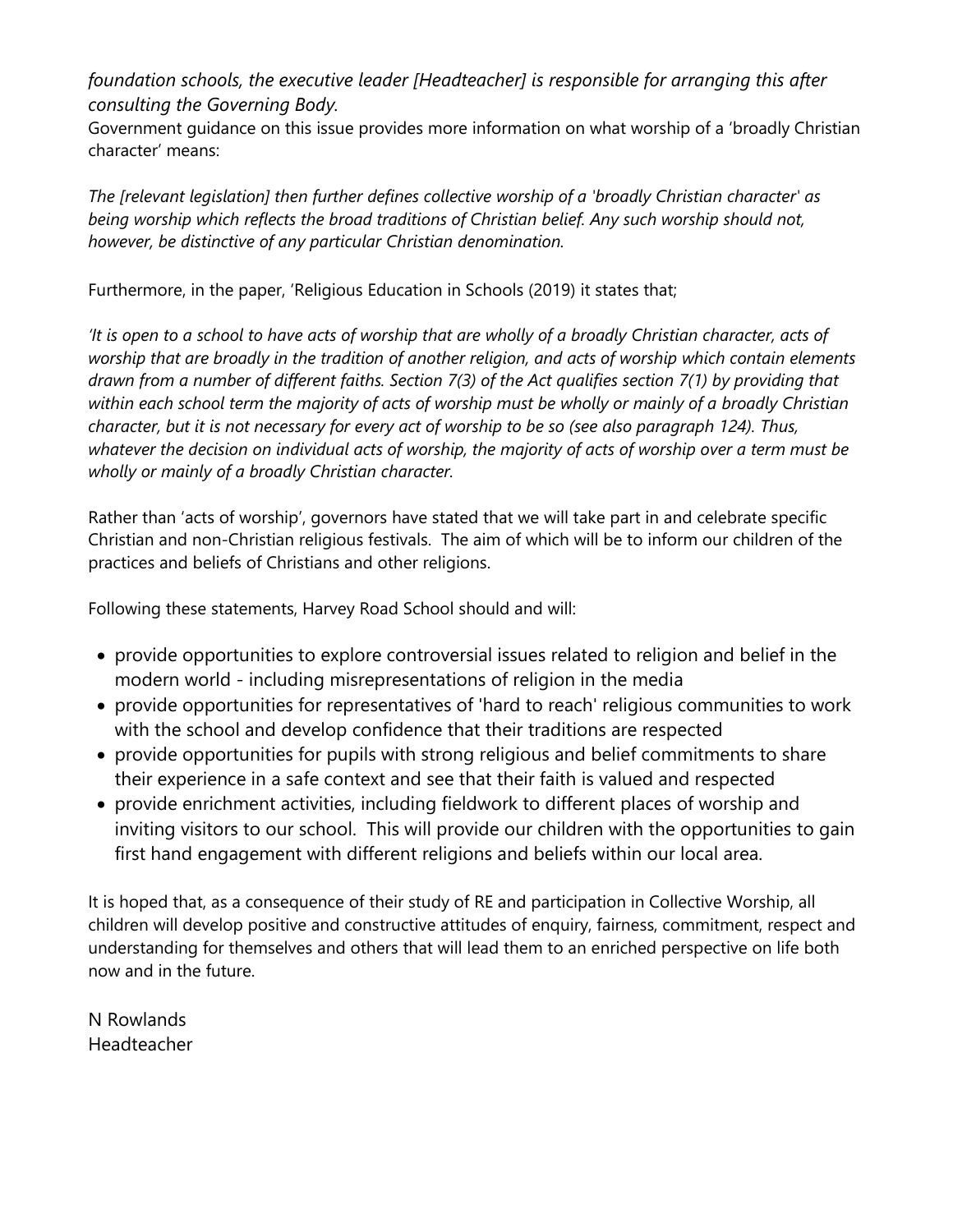*foundation schools, the executive leader [Headteacher] is responsible for arranging this after consulting the Governing Body.*

Government guidance on this issue provides more information on what worship of a 'broadly Christian character' means:

*The [relevant legislation] then further defines collective worship of a 'broadly Christian character' as being worship which reflects the broad traditions of Christian belief. Any such worship should not, however, be distinctive of any particular Christian denomination.*

Furthermore, in the paper, 'Religious Education in Schools (2019) it states that;

*'It is open to a school to have acts of worship that are wholly of a broadly Christian character, acts of worship that are broadly in the tradition of another religion, and acts of worship which contain elements drawn from a number of different faiths. Section 7(3) of the Act qualifies section 7(1) by providing that within each school term the majority of acts of worship must be wholly or mainly of a broadly Christian character, but it is not necessary for every act of worship to be so (see also paragraph 124). Thus, whatever the decision on individual acts of worship, the majority of acts of worship over a term must be wholly or mainly of a broadly Christian character.*

Rather than 'acts of worship', governors have stated that we will take part in and celebrate specific Christian and non-Christian religious festivals. The aim of which will be to inform our children of the practices and beliefs of Christians and other religions.

Following these statements, Harvey Road School should and will:

- provide opportunities to explore controversial issues related to religion and belief in the modern world - including misrepresentations of religion in the media
- provide opportunities for representatives of 'hard to reach' religious communities to work with the school and develop confidence that their traditions are respected
- provide opportunities for pupils with strong religious and belief commitments to share their experience in a safe context and see that their faith is valued and respected
- provide enrichment activities, including fieldwork to different places of worship and inviting visitors to our school. This will provide our children with the opportunities to gain first hand engagement with different religions and beliefs within our local area.

It is hoped that, as a consequence of their study of RE and participation in Collective Worship, all children will develop positive and constructive attitudes of enquiry, fairness, commitment, respect and understanding for themselves and others that will lead them to an enriched perspective on life both now and in the future.

N Rowlands
Headteacher